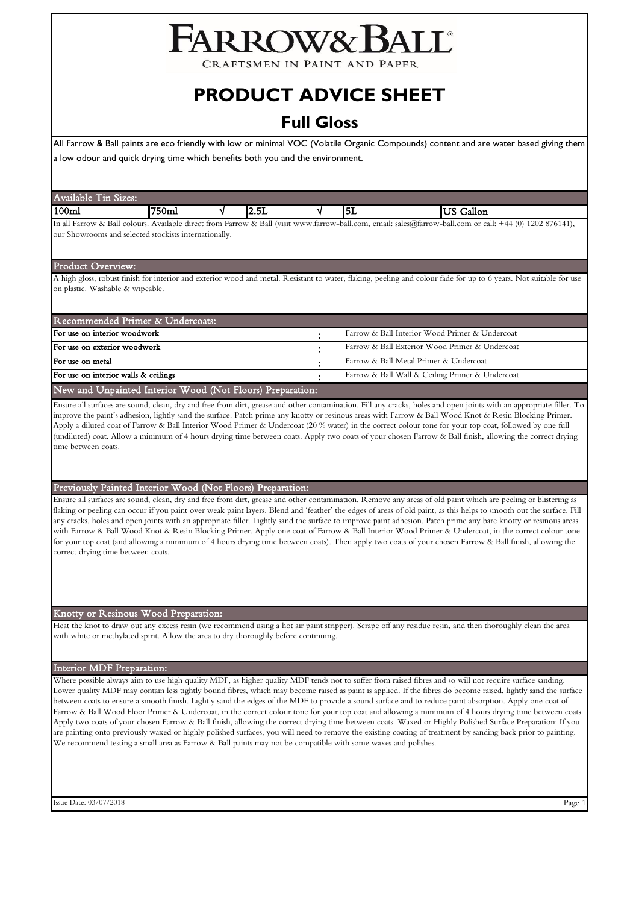# FARROW&BALL

CRAFTSMEN IN PAINT AND PAPER

# PRODUCT ADVICE SHEET

## Full Gloss

All Farrow & Ball paints are eco friendly with low or minimal VOC (Volatile Organic Compounds) content and are water based giving them a low odour and quick drying time which benefits both you and the environment.

### Available Tin Sizes:

| 100ml | 750ml | √ | 2.5L | √ | 5L | US Gallon |
|---|---|---|---|---|---|---|

In all Farrow & Ball colours. Available direct from Farrow & Ball (visit www.farrow-ball.com, email: sales@farrow-ball.com or call: +44 (0) 1202 876141), our Showrooms and selected stockists internationally.

### Product Overview:

A high gloss, robust finish for interior and exterior wood and metal. Resistant to water, flaking, peeling and colour fade for up to 6 years. Not suitable for use on plastic. Washable & wipeable.

### Recommended Primer & Undercoats:

| | | |
|---|---|---|
| For use on interior woodwork | : | Farrow & Ball Interior Wood Primer & Undercoat |
| For use on exterior woodwork | : | Farrow & Ball Exterior Wood Primer & Undercoat |
| For use on metal | : | Farrow & Ball Metal Primer & Undercoat |
| For use on interior walls & ceilings | : | Farrow & Ball Wall & Ceiling Primer & Undercoat |

### New and Unpainted Interior Wood (Not Floors) Preparation:

Ensure all surfaces are sound, clean, dry and free from dirt, grease and other contamination. Fill any cracks, holes and open joints with an appropriate filler. To improve the paint's adhesion, lightly sand the surface. Patch prime any knotty or resinous areas with Farrow & Ball Wood Knot & Resin Blocking Primer. Apply a diluted coat of Farrow & Ball Interior Wood Primer & Undercoat (20 % water) in the correct colour tone for your top coat, followed by one full (undiluted) coat. Allow a minimum of 4 hours drying time between coats. Apply two coats of your chosen Farrow & Ball finish, allowing the correct drying time between coats.

### Previously Painted Interior Wood (Not Floors) Preparation:

Ensure all surfaces are sound, clean, dry and free from dirt, grease and other contamination. Remove any areas of old paint which are peeling or blistering as flaking or peeling can occur if you paint over weak paint layers. Blend and 'feather' the edges of areas of old paint, as this helps to smooth out the surface. Fill any cracks, holes and open joints with an appropriate filler. Lightly sand the surface to improve paint adhesion. Patch prime any bare knotty or resinous areas with Farrow & Ball Wood Knot & Resin Blocking Primer. Apply one coat of Farrow & Ball Interior Wood Primer & Undercoat, in the correct colour tone for your top coat (and allowing a minimum of 4 hours drying time between coats). Then apply two coats of your chosen Farrow & Ball finish, allowing the correct drying time between coats.

### Knotty or Resinous Wood Preparation:

Heat the knot to draw out any excess resin (we recommend using a hot air paint stripper). Scrape off any residue resin, and then thoroughly clean the area with white or methylated spirit. Allow the area to dry thoroughly before continuing.

### Interior MDF Preparation:

Where possible always aim to use high quality MDF, as higher quality MDF tends not to suffer from raised fibres and so will not require surface sanding. Lower quality MDF may contain less tightly bound fibres, which may become raised as paint is applied. If the fibres do become raised, lightly sand the surface between coats to ensure a smooth finish. Lightly sand the edges of the MDF to provide a sound surface and to reduce paint absorption. Apply one coat of Farrow & Ball Wood Floor Primer & Undercoat, in the correct colour tone for your top coat and allowing a minimum of 4 hours drying time between coats. Apply two coats of your chosen Farrow & Ball finish, allowing the correct drying time between coats. Waxed or Highly Polished Surface Preparation: If you are painting onto previously waxed or highly polished surfaces, you will need to remove the existing coating of treatment by sanding back prior to painting. We recommend testing a small area as Farrow & Ball paints may not be compatible with some waxes and polishes.

Issue Date: 03/07/2018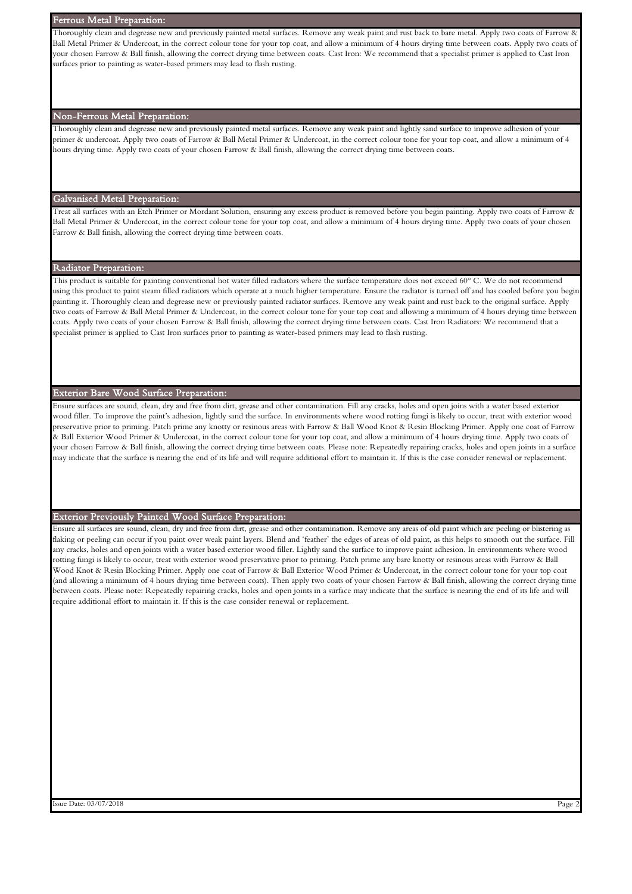## Ferrous Metal Preparation:

Thoroughly clean and degrease new and previously painted metal surfaces. Remove any weak paint and rust back to bare metal. Apply two coats of Farrow & Ball Metal Primer & Undercoat, in the correct colour tone for your top coat, and allow a minimum of 4 hours drying time between coats. Apply two coats of your chosen Farrow & Ball finish, allowing the correct drying time between coats. Cast Iron: We recommend that a specialist primer is applied to Cast Iron surfaces prior to painting as water-based primers may lead to flash rusting.

## Non-Ferrous Metal Preparation:

Thoroughly clean and degrease new and previously painted metal surfaces. Remove any weak paint and lightly sand surface to improve adhesion of your primer & undercoat. Apply two coats of Farrow & Ball Metal Primer & Undercoat, in the correct colour tone for your top coat, and allow a minimum of 4 hours drying time. Apply two coats of your chosen Farrow & Ball finish, allowing the correct drying time between coats.

## Galvanised Metal Preparation:

Treat all surfaces with an Etch Primer or Mordant Solution, ensuring any excess product is removed before you begin painting. Apply two coats of Farrow & Ball Metal Primer & Undercoat, in the correct colour tone for your top coat, and allow a minimum of 4 hours drying time. Apply two coats of your chosen Farrow & Ball finish, allowing the correct drying time between coats.

## Radiator Preparation:

This product is suitable for painting conventional hot water filled radiators where the surface temperature does not exceed 60° C. We do not recommend using this product to paint steam filled radiators which operate at a much higher temperature. Ensure the radiator is turned off and has cooled before you begin painting it. Thoroughly clean and degrease new or previously painted radiator surfaces. Remove any weak paint and rust back to the original surface. Apply two coats of Farrow & Ball Metal Primer & Undercoat, in the correct colour tone for your top coat and allowing a minimum of 4 hours drying time between coats. Apply two coats of your chosen Farrow & Ball finish, allowing the correct drying time between coats. Cast Iron Radiators: We recommend that a specialist primer is applied to Cast Iron surfaces prior to painting as water-based primers may lead to flash rusting.

## Exterior Bare Wood Surface Preparation:

Ensure surfaces are sound, clean, dry and free from dirt, grease and other contamination. Fill any cracks, holes and open joins with a water based exterior wood filler. To improve the paint's adhesion, lightly sand the surface. In environments where wood rotting fungi is likely to occur, treat with exterior wood preservative prior to priming. Patch prime any knotty or resinous areas with Farrow & Ball Wood Knot & Resin Blocking Primer. Apply one coat of Farrow & Ball Exterior Wood Primer & Undercoat, in the correct colour tone for your top coat, and allow a minimum of 4 hours drying time. Apply two coats of your chosen Farrow & Ball finish, allowing the correct drying time between coats. Please note: Repeatedly repairing cracks, holes and open joints in a surface may indicate that the surface is nearing the end of its life and will require additional effort to maintain it. If this is the case consider renewal or replacement.

## Exterior Previously Painted Wood Surface Preparation:

Ensure all surfaces are sound, clean, dry and free from dirt, grease and other contamination. Remove any areas of old paint which are peeling or blistering as flaking or peeling can occur if you paint over weak paint layers. Blend and 'feather' the edges of areas of old paint, as this helps to smooth out the surface. Fill any cracks, holes and open joints with a water based exterior wood filler. Lightly sand the surface to improve paint adhesion. In environments where wood rotting fungi is likely to occur, treat with exterior wood preservative prior to priming. Patch prime any bare knotty or resinous areas with Farrow & Ball Wood Knot & Resin Blocking Primer. Apply one coat of Farrow & Ball Exterior Wood Primer & Undercoat, in the correct colour tone for your top coat (and allowing a minimum of 4 hours drying time between coats). Then apply two coats of your chosen Farrow & Ball finish, allowing the correct drying time between coats. Please note: Repeatedly repairing cracks, holes and open joints in a surface may indicate that the surface is nearing the end of its life and will require additional effort to maintain it. If this is the case consider renewal or replacement.

Issue Date: 03/07/2018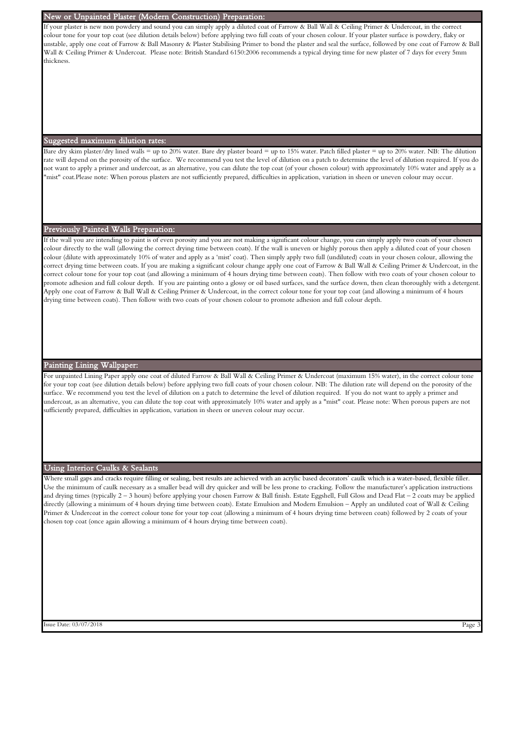## New or Unpainted Plaster (Modern Construction) Preparation:

If your plaster is new non powdery and sound you can simply apply a diluted coat of Farrow & Ball Wall & Ceiling Primer & Undercoat, in the correct colour tone for your top coat (see dilution details below) before applying two full coats of your chosen colour. If your plaster surface is powdery, flaky or unstable, apply one coat of Farrow & Ball Masonry & Plaster Stabilising Primer to bond the plaster and seal the surface, followed by one coat of Farrow & Ball Wall & Ceiling Primer & Undercoat. Please note: British Standard 6150:2006 recommends a typical drying time for new plaster of 7 days for every 5mm thickness.

## Suggested maximum dilution rates:

Bare dry skim plaster/dry lined walls = up to 20% water. Bare dry plaster board = up to 15% water. Patch filled plaster = up to 20% water. NB: The dilution rate will depend on the porosity of the surface. We recommend you test the level of dilution on a patch to determine the level of dilution required. If you do not want to apply a primer and undercoat, as an alternative, you can dilute the top coat (of your chosen colour) with approximately 10% water and apply as a "mist" coat.Please note: When porous plasters are not sufficiently prepared, difficulties in application, variation in sheen or uneven colour may occur.

## Previously Painted Walls Preparation:

If the wall you are intending to paint is of even porosity and you are not making a significant colour change, you can simply apply two coats of your chosen colour directly to the wall (allowing the correct drying time between coats). If the wall is uneven or highly porous then apply a diluted coat of your chosen colour (dilute with approximately 10% of water and apply as a 'mist' coat). Then simply apply two full (undiluted) coats in your chosen colour, allowing the correct drying time between coats. If you are making a significant colour change apply one coat of Farrow & Ball Wall & Ceiling Primer & Undercoat, in the correct colour tone for your top coat (and allowing a minimum of 4 hours drying time between coats). Then follow with two coats of your chosen colour to promote adhesion and full colour depth. If you are painting onto a glossy or oil based surfaces, sand the surface down, then clean thoroughly with a detergent. Apply one coat of Farrow & Ball Wall & Ceiling Primer & Undercoat, in the correct colour tone for your top coat (and allowing a minimum of 4 hours drying time between coats). Then follow with two coats of your chosen colour to promote adhesion and full colour depth.

## Painting Lining Wallpaper:

For unpainted Lining Paper apply one coat of diluted Farrow & Ball Wall & Ceiling Primer & Undercoat (maximum 15% water), in the correct colour tone for your top coat (see dilution details below) before applying two full coats of your chosen colour. NB: The dilution rate will depend on the porosity of the surface. We recommend you test the level of dilution on a patch to determine the level of dilution required. If you do not want to apply a primer and undercoat, as an alternative, you can dilute the top coat with approximately 10% water and apply as a "mist" coat. Please note: When porous papers are not sufficiently prepared, difficulties in application, variation in sheen or uneven colour may occur.

## Using Interior Caulks & Sealants

Where small gaps and cracks require filling or sealing, best results are achieved with an acrylic based decorators' caulk which is a water-based, flexible filler. Use the minimum of caulk necessary as a smaller bead will dry quicker and will be less prone to cracking. Follow the manufacturer's application instructions and drying times (typically 2 – 3 hours) before applying your chosen Farrow & Ball finish. Estate Eggshell, Full Gloss and Dead Flat – 2 coats may be applied directly (allowing a minimum of 4 hours drying time between coats). Estate Emulsion and Modern Emulsion – Apply an undiluted coat of Wall & Ceiling Primer & Undercoat in the correct colour tone for your top coat (allowing a minimum of 4 hours drying time between coats) followed by 2 coats of your chosen top coat (once again allowing a minimum of 4 hours drying time between coats).

Issue Date: 03/07/2018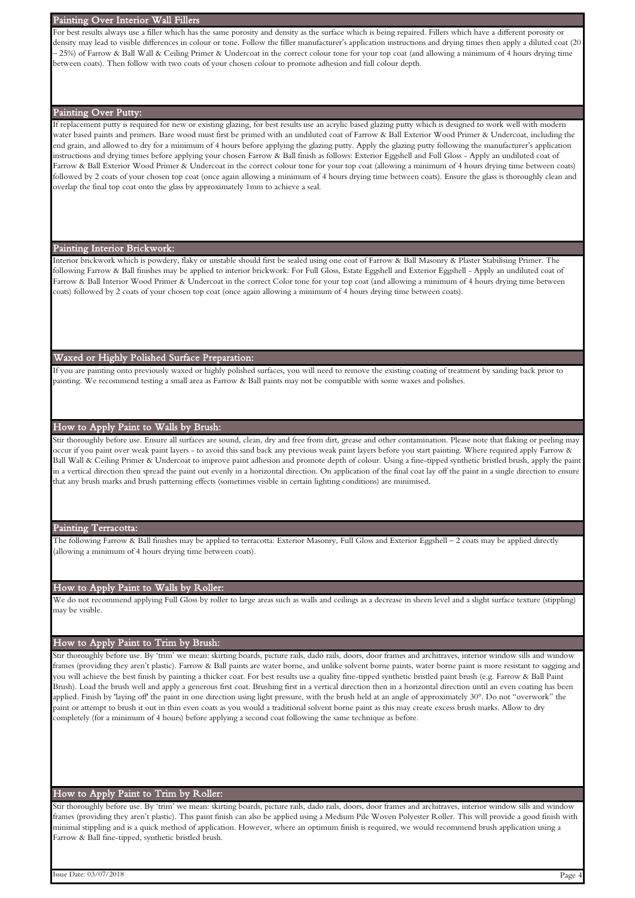## Painting Over Interior Wall Fillers

For best results always use a filler which has the same porosity and density as the surface which is being repaired. Fillers which have a different porosity or density may lead to visible differences in colour or tone. Follow the filler manufacturer's application instructions and drying times then apply a diluted coat (20 – 25%) of Farrow & Ball Wall & Ceiling Primer & Undercoat in the correct colour tone for your top coat (and allowing a minimum of 4 hours drying time between coats). Then follow with two coats of your chosen colour to promote adhesion and full colour depth.

## Painting Over Putty:

If replacement putty is required for new or existing glazing, for best results use an acrylic based glazing putty which is designed to work well with modern water based paints and primers. Bare wood must first be primed with an undiluted coat of Farrow & Ball Exterior Wood Primer & Undercoat, including the end grain, and allowed to dry for a minimum of 4 hours before applying the glazing putty. Apply the glazing putty following the manufacturer's application instructions and drying times before applying your chosen Farrow & Ball finish as follows: Exterior Eggshell and Full Gloss - Apply an undiluted coat of Farrow & Ball Exterior Wood Primer & Undercoat in the correct colour tone for your top coat (allowing a minimum of 4 hours drying time between coats) followed by 2 coats of your chosen top coat (once again allowing a minimum of 4 hours drying time between coats). Ensure the glass is thoroughly clean and overlap the final top coat onto the glass by approximately 1mm to achieve a seal.

## Painting Interior Brickwork:

Interior brickwork which is powdery, flaky or unstable should first be sealed using one coat of Farrow & Ball Masonry & Plaster Stabilising Primer. The following Farrow & Ball finishes may be applied to interior brickwork: For Full Gloss, Estate Eggshell and Exterior Eggshell - Apply an undiluted coat of Farrow & Ball Interior Wood Primer & Undercoat in the correct Color tone for your top coat (and allowing a minimum of 4 hours drying time between coats) followed by 2 coats of your chosen top coat (once again allowing a minimum of 4 hours drying time between coats).

## Waxed or Highly Polished Surface Preparation:

If you are painting onto previously waxed or highly polished surfaces, you will need to remove the existing coating of treatment by sanding back prior to painting. We recommend testing a small area as Farrow & Ball paints may not be compatible with some waxes and polishes.

## How to Apply Paint to Walls by Brush:

Stir thoroughly before use. Ensure all surfaces are sound, clean, dry and free from dirt, grease and other contamination. Please note that flaking or peeling may occur if you paint over weak paint layers - to avoid this sand back any previous weak paint layers before you start painting. Where required apply Farrow & Ball Wall & Ceiling Primer & Undercoat to improve paint adhesion and promote depth of colour. Using a fine-tipped synthetic bristled brush, apply the paint in a vertical direction then spread the paint out evenly in a horizontal direction. On application of the final coat lay off the paint in a single direction to ensure that any brush marks and brush patterning effects (sometimes visible in certain lighting conditions) are minimised.

## Painting Terracotta:

The following Farrow & Ball finishes may be applied to terracotta: Exterior Masonry, Full Gloss and Exterior Eggshell – 2 coats may be applied directly (allowing a minimum of 4 hours drying time between coats).

## How to Apply Paint to Walls by Roller:

We do not recommend applying Full Gloss by roller to large areas such as walls and ceilings as a decrease in sheen level and a slight surface texture (stippling) may be visible.

## How to Apply Paint to Trim by Brush:

Stir thoroughly before use. By 'trim' we mean: skirting boards, picture rails, dado rails, doors, door frames and architraves, interior window sills and window frames (providing they aren't plastic). Farrow & Ball paints are water borne, and unlike solvent borne paints, water borne paint is more resistant to sagging and you will achieve the best finish by painting a thicker coat. For best results use a quality fine-tipped synthetic bristled paint brush (e.g. Farrow & Ball Paint Brush). Load the brush well and apply a generous first coat. Brushing first in a vertical direction then in a horizontal direction until an even coating has been applied. Finish by 'laying off' the paint in one direction using light pressure, with the brush held at an angle of approximately 30°. Do not "overwork" the paint or attempt to brush it out in thin even coats as you would a traditional solvent borne paint as this may create excess brush marks. Allow to dry completely (for a minimum of 4 hours) before applying a second coat following the same technique as before.

## How to Apply Paint to Trim by Roller:

Stir thoroughly before use. By 'trim' we mean: skirting boards, picture rails, dado rails, doors, door frames and architraves, interior window sills and window frames (providing they aren't plastic). This paint finish can also be applied using a Medium Pile Woven Polyester Roller. This will provide a good finish with minimal stippling and is a quick method of application. However, where an optimum finish is required, we would recommend brush application using a Farrow & Ball fine-tipped, synthetic bristled brush.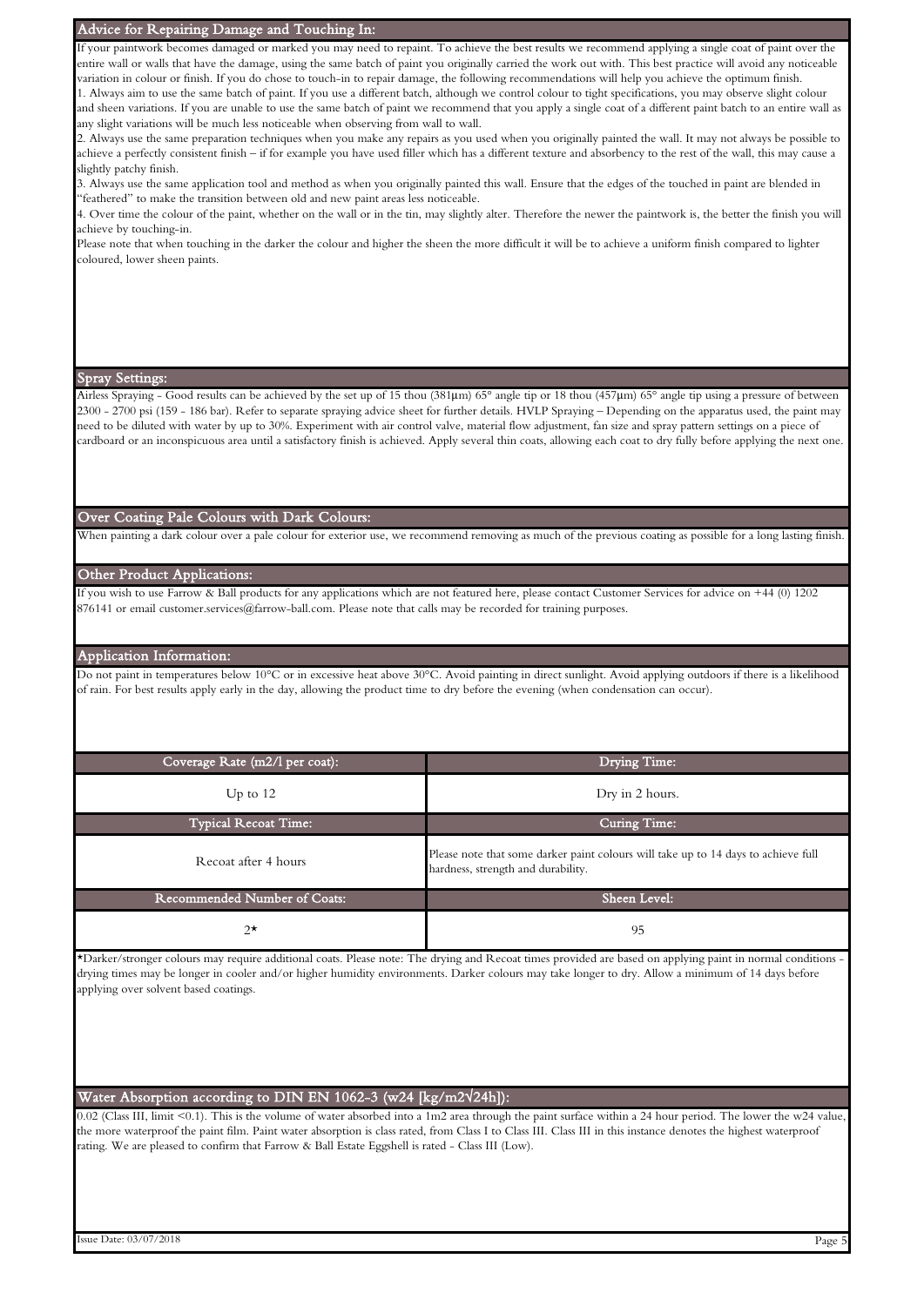## Advice for Repairing Damage and Touching In:

If your paintwork becomes damaged or marked you may need to repaint. To achieve the best results we recommend applying a single coat of paint over the entire wall or walls that have the damage, using the same batch of paint you originally carried the work out with. This best practice will avoid any noticeable variation in colour or finish. If you do chose to touch-in to repair damage, the following recommendations will help you achieve the optimum finish.

1. Always aim to use the same batch of paint. If you use a different batch, although we control colour to tight specifications, you may observe slight colour and sheen variations. If you are unable to use the same batch of paint we recommend that you apply a single coat of a different paint batch to an entire wall as any slight variations will be much less noticeable when observing from wall to wall.
2. Always use the same preparation techniques when you make any repairs as you used when you originally painted the wall. It may not always be possible to achieve a perfectly consistent finish – if for example you have used filler which has a different texture and absorbency to the rest of the wall, this may cause a slightly patchy finish.
3. Always use the same application tool and method as when you originally painted this wall. Ensure that the edges of the touched in paint are blended in "feathered" to make the transition between old and new paint areas less noticeable.
4. Over time the colour of the paint, whether on the wall or in the tin, may slightly alter. Therefore the newer the paintwork is, the better the finish you will achieve by touching-in.

Please note that when touching in the darker the colour and higher the sheen the more difficult it will be to achieve a uniform finish compared to lighter coloured, lower sheen paints.

## Spray Settings:

Airless Spraying - Good results can be achieved by the set up of 15 thou (381µm) 65° angle tip or 18 thou (457µm) 65° angle tip using a pressure of between 2300 - 2700 psi (159 - 186 bar). Refer to separate spraying advice sheet for further details. HVLP Spraying – Depending on the apparatus used, the paint may need to be diluted with water by up to 30%. Experiment with air control valve, material flow adjustment, fan size and spray pattern settings on a piece of cardboard or an inconspicuous area until a satisfactory finish is achieved. Apply several thin coats, allowing each coat to dry fully before applying the next one.

## Over Coating Pale Colours with Dark Colours:

When painting a dark colour over a pale colour for exterior use, we recommend removing as much of the previous coating as possible for a long lasting finish.

## Other Product Applications:

If you wish to use Farrow & Ball products for any applications which are not featured here, please contact Customer Services for advice on +44 (0) 1202 876141 or email customer.services@farrow-ball.com. Please note that calls may be recorded for training purposes.

## Application Information:

Do not paint in temperatures below 10°C or in excessive heat above 30°C. Avoid painting in direct sunlight. Avoid applying outdoors if there is a likelihood of rain. For best results apply early in the day, allowing the product time to dry before the evening (when condensation can occur).

| Coverage Rate (m2/l per coat): | Drying Time: |
|---|---|
| Up to 12 | Dry in 2 hours. |
| **Typical Recoat Time:** | **Curing Time:** |
| Recoat after 4 hours | Please note that some darker paint colours will take up to 14 days to achieve full hardness, strength and durability. |
| **Recommended Number of Coats:** | **Sheen Level:** |
| 2* | 95 |

*Darker/stronger colours may require additional coats. Please note: The drying and Recoat times provided are based on applying paint in normal conditions - drying times may be longer in cooler and/or higher humidity environments. Darker colours may take longer to dry. Allow a minimum of 14 days before applying over solvent based coatings.

## Water Absorption according to DIN EN 1062-3 (w24 [kg/m2√24h]):

0.02 (Class III, limit <0.1). This is the volume of water absorbed into a 1m2 area through the paint surface within a 24 hour period. The lower the w24 value, the more waterproof the paint film. Paint water absorption is class rated, from Class I to Class III. Class III in this instance denotes the highest waterproof rating. We are pleased to confirm that Farrow & Ball Estate Eggshell is rated - Class III (Low).

Issue Date: 03/07/2018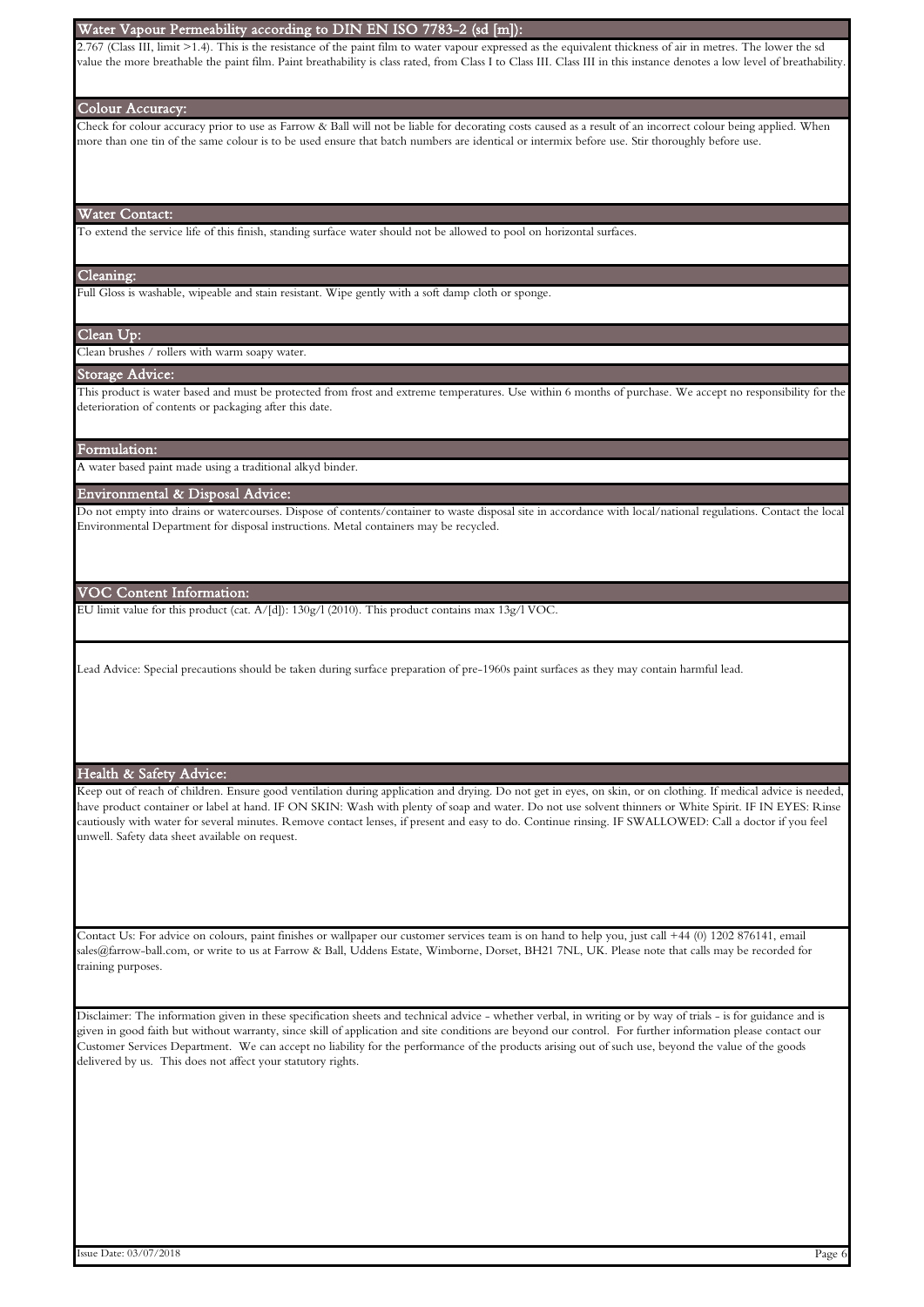## Water Vapour Permeability according to DIN EN ISO 7783-2 (sd [m]):

2.767 (Class III, limit >1.4). This is the resistance of the paint film to water vapour expressed as the equivalent thickness of air in metres. The lower the sd value the more breathable the paint film. Paint breathability is class rated, from Class I to Class III. Class III in this instance denotes a low level of breathability.

## Colour Accuracy:

Check for colour accuracy prior to use as Farrow & Ball will not be liable for decorating costs caused as a result of an incorrect colour being applied. When more than one tin of the same colour is to be used ensure that batch numbers are identical or intermix before use. Stir thoroughly before use.

## Water Contact:

To extend the service life of this finish, standing surface water should not be allowed to pool on horizontal surfaces.

## Cleaning:

Full Gloss is washable, wipeable and stain resistant. Wipe gently with a soft damp cloth or sponge.

## Clean Up:

Clean brushes / rollers with warm soapy water.

## Storage Advice:

This product is water based and must be protected from frost and extreme temperatures. Use within 6 months of purchase. We accept no responsibility for the deterioration of contents or packaging after this date.

## Formulation:

A water based paint made using a traditional alkyd binder.

## Environmental & Disposal Advice:

Do not empty into drains or watercourses. Dispose of contents/container to waste disposal site in accordance with local/national regulations. Contact the local Environmental Department for disposal instructions. Metal containers may be recycled.

## VOC Content Information:

EU limit value for this product (cat. A/[d]): 130g/l (2010). This product contains max 13g/l VOC.

Lead Advice: Special precautions should be taken during surface preparation of pre-1960s paint surfaces as they may contain harmful lead.

## Health & Safety Advice:

Keep out of reach of children. Ensure good ventilation during application and drying. Do not get in eyes, on skin, or on clothing. If medical advice is needed, have product container or label at hand. IF ON SKIN: Wash with plenty of soap and water. Do not use solvent thinners or White Spirit. IF IN EYES: Rinse cautiously with water for several minutes. Remove contact lenses, if present and easy to do. Continue rinsing. IF SWALLOWED: Call a doctor if you feel unwell. Safety data sheet available on request.

Contact Us: For advice on colours, paint finishes or wallpaper our customer services team is on hand to help you, just call +44 (0) 1202 876141, email sales@farrow-ball.com, or write to us at Farrow & Ball, Uddens Estate, Wimborne, Dorset, BH21 7NL, UK. Please note that calls may be recorded for training purposes.

Disclaimer: The information given in these specification sheets and technical advice - whether verbal, in writing or by way of trials - is for guidance and is given in good faith but without warranty, since skill of application and site conditions are beyond our control. For further information please contact our Customer Services Department. We can accept no liability for the performance of the products arising out of such use, beyond the value of the goods delivered by us. This does not affect your statutory rights.

Issue Date: 03/07/2018